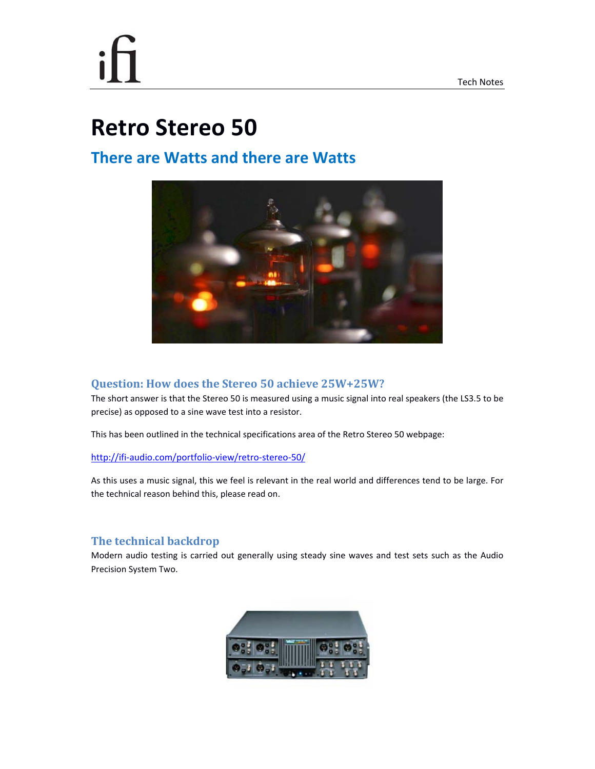# Retro Stereo 50

## There are Watts and there are Watts

### Question: How does the Stereo 50 achieve 25W+25W?

The short answer is that the Stereo 50 is measured using a music signal into real speakers (the LS3.5 to be precise) as opposed to a sine wave test into a resistor.

This has been outlined in the technical specifications area of the Retro Stereo 50 webpage:

http://ifi-audio.com/portfolio-view/retro-stereo-50/

As this uses a music signal, this we feel is relevant in the real world and differences tend to be large. For the technical reason behind this, please read on.

### The technical backdrop

Modern audio testing is carried out generally using steady sine waves and test sets such as the Audio Precision System Two.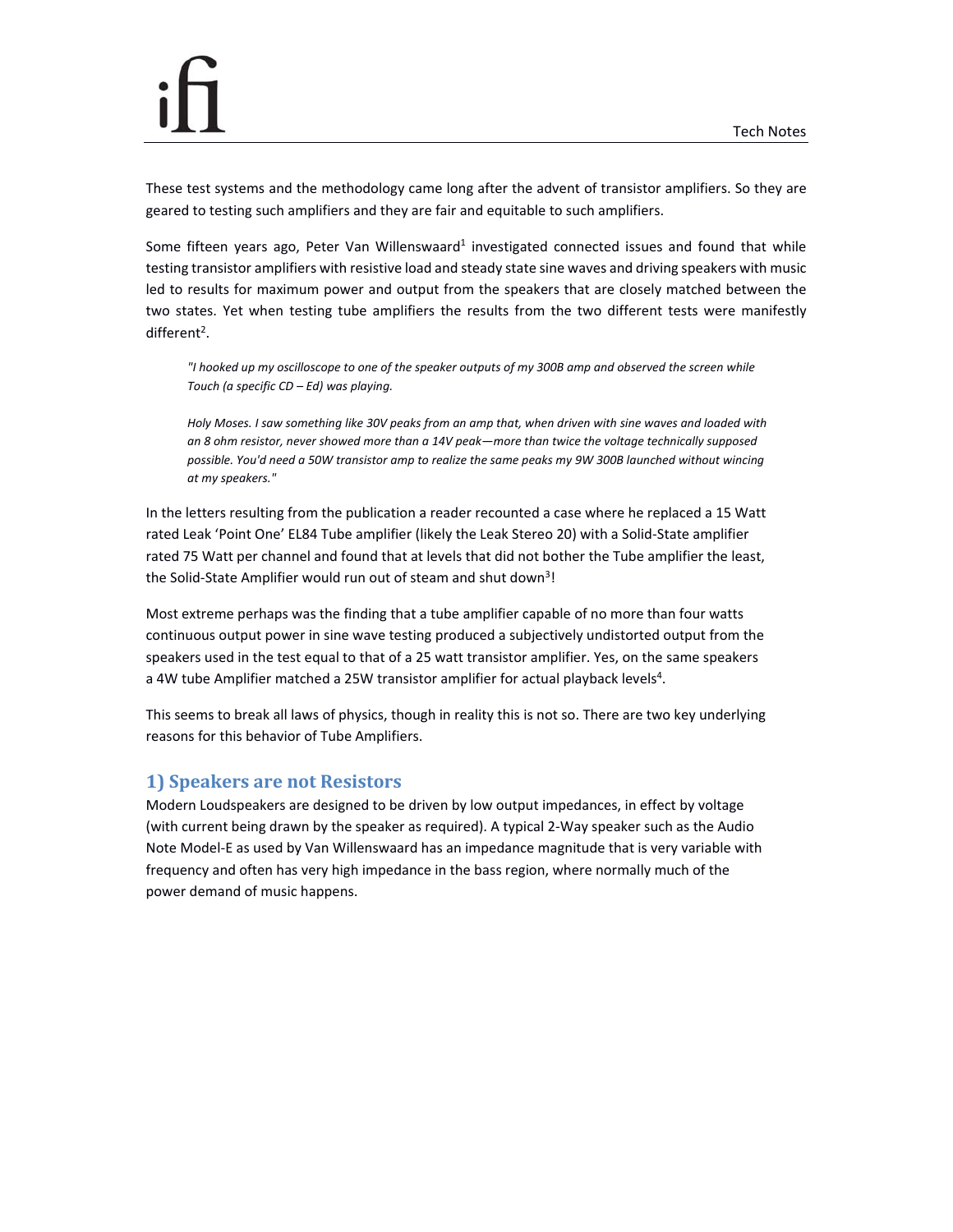These test systems and the methodology came long after the advent of transistor amplifiers. So they are geared to testing such amplifiers and they are fair and equitable to such amplifiers.

Some fifteen years ago, Peter Van Willenswaard[1] investigated connected issues and found that while testing transistor amplifiers with resistive load and steady state sine waves and driving speakers with music led to results for maximum power and output from the speakers that are closely matched between the two states. Yet when testing tube amplifiers the results from the two different tests were manifestly different[2].

> *"I hooked up my oscilloscope to one of the speaker outputs of my 300B amp and observed the screen while Touch (a specific CD – Ed) was playing.*
>
> *Holy Moses. I saw something like 30V peaks from an amp that, when driven with sine waves and loaded with an 8 ohm resistor, never showed more than a 14V peak—more than twice the voltage technically supposed possible. You'd need a 50W transistor amp to realize the same peaks my 9W 300B launched without wincing at my speakers."*

In the letters resulting from the publication a reader recounted a case where he replaced a 15 Watt rated Leak 'Point One' EL84 Tube amplifier (likely the Leak Stereo 20) with a Solid-State amplifier rated 75 Watt per channel and found that at levels that did not bother the Tube amplifier the least, the Solid-State Amplifier would run out of steam and shut down[3]!

Most extreme perhaps was the finding that a tube amplifier capable of no more than four watts continuous output power in sine wave testing produced a subjectively undistorted output from the speakers used in the test equal to that of a 25 watt transistor amplifier. Yes, on the same speakers a 4W tube Amplifier matched a 25W transistor amplifier for actual playback levels[4].

This seems to break all laws of physics, though in reality this is not so. There are two key underlying reasons for this behavior of Tube Amplifiers.

## 1) Speakers are not Resistors

Modern Loudspeakers are designed to be driven by low output impedances, in effect by voltage (with current being drawn by the speaker as required). A typical 2-Way speaker such as the Audio Note Model-E as used by Van Willenswaard has an impedance magnitude that is very variable with frequency and often has very high impedance in the bass region, where normally much of the power demand of music happens.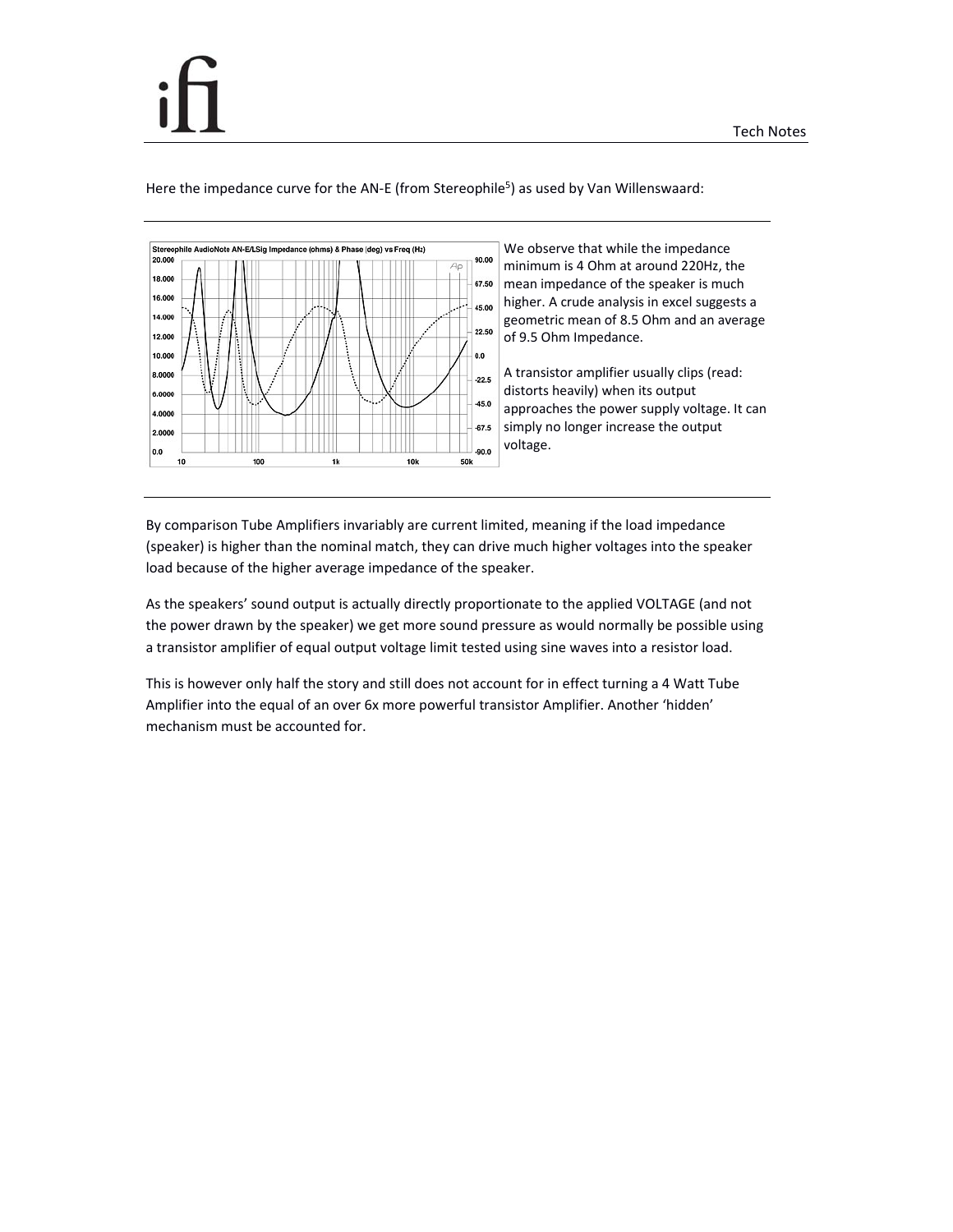Here the impedance curve for the AN-E (from Stereophile[5]) as used by Van Willenswaard:

Stereophile AudioNote AN-E/LSig Impedance (ohms) & Phase (deg) vs Freq (Hz)

20.000
18.000
16.000
14.000
12.000
10.000
8.0000
6.0000
4.0000
2.0000
0.0

90.00
67.50
45.00
22.50
0.0
-22.5
-45.0
-67.5
-90.0

10
100
1k
10k
50k

We observe that while the impedance minimum is 4 Ohm at around 220Hz, the mean impedance of the speaker is much higher. A crude analysis in excel suggests a geometric mean of 8.5 Ohm and an average of 9.5 Ohm Impedance.

A transistor amplifier usually clips (read: distorts heavily) when its output approaches the power supply voltage. It can simply no longer increase the output voltage.

By comparison Tube Amplifiers invariably are current limited, meaning if the load impedance (speaker) is higher than the nominal match, they can drive much higher voltages into the speaker load because of the higher average impedance of the speaker.

As the speakers' sound output is actually directly proportionate to the applied VOLTAGE (and not the power drawn by the speaker) we get more sound pressure as would normally be possible using a transistor amplifier of equal output voltage limit tested using sine waves into a resistor load.

This is however only half the story and still does not account for in effect turning a 4 Watt Tube Amplifier into the equal of an over 6x more powerful transistor Amplifier. Another 'hidden' mechanism must be accounted for.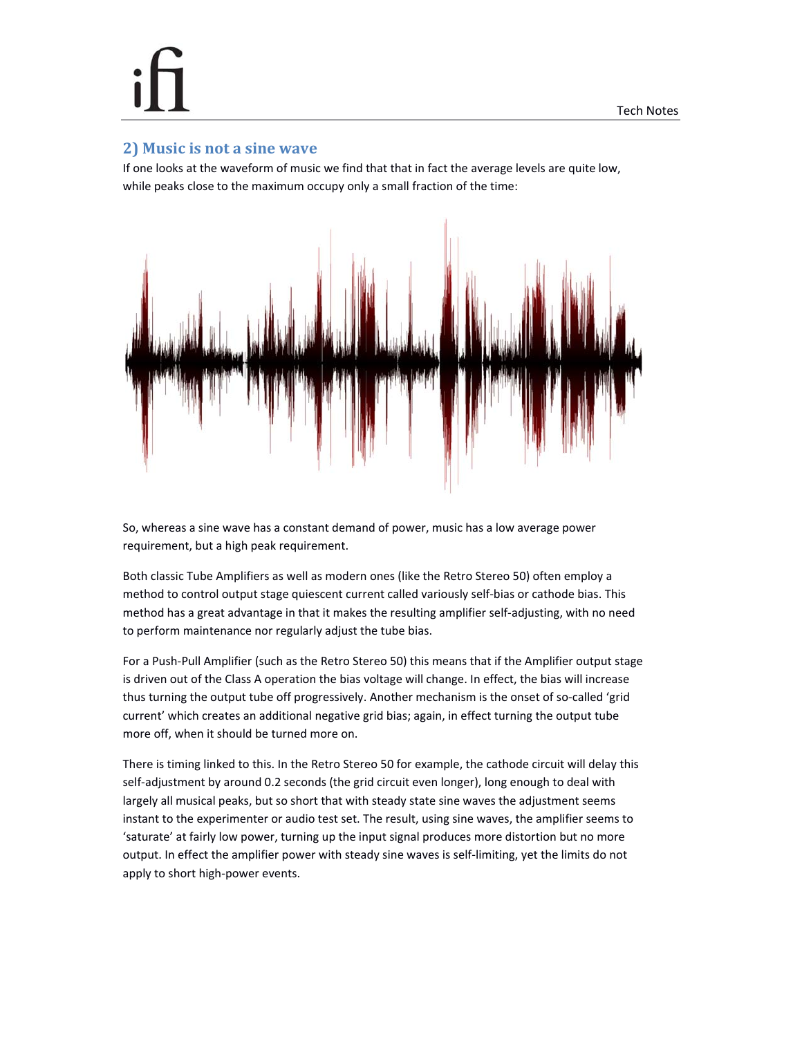## 2) Music is not a sine wave

If one looks at the waveform of music we find that that in fact the average levels are quite low, while peaks close to the maximum occupy only a small fraction of the time:

So, whereas a sine wave has a constant demand of power, music has a low average power requirement, but a high peak requirement.

Both classic Tube Amplifiers as well as modern ones (like the Retro Stereo 50) often employ a method to control output stage quiescent current called variously self-bias or cathode bias. This method has a great advantage in that it makes the resulting amplifier self-adjusting, with no need to perform maintenance nor regularly adjust the tube bias.

For a Push-Pull Amplifier (such as the Retro Stereo 50) this means that if the Amplifier output stage is driven out of the Class A operation the bias voltage will change. In effect, the bias will increase thus turning the output tube off progressively. Another mechanism is the onset of so-called 'grid current' which creates an additional negative grid bias; again, in effect turning the output tube more off, when it should be turned more on.

There is timing linked to this. In the Retro Stereo 50 for example, the cathode circuit will delay this self-adjustment by around 0.2 seconds (the grid circuit even longer), long enough to deal with largely all musical peaks, but so short that with steady state sine waves the adjustment seems instant to the experimenter or audio test set. The result, using sine waves, the amplifier seems to 'saturate' at fairly low power, turning up the input signal produces more distortion but no more output. In effect the amplifier power with steady sine waves is self-limiting, yet the limits do not apply to short high-power events.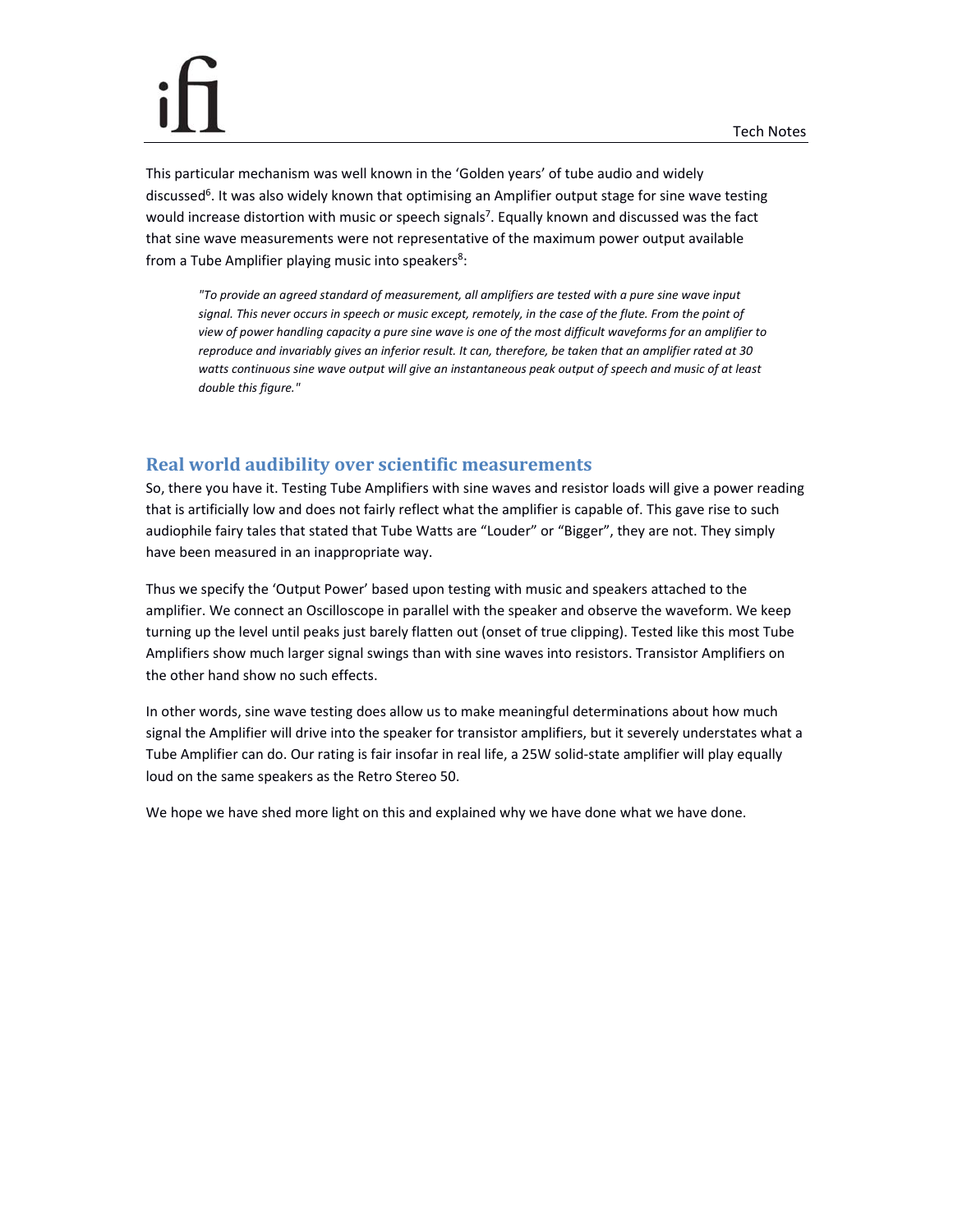This particular mechanism was well known in the 'Golden years' of tube audio and widely discussed[6]. It was also widely known that optimising an Amplifier output stage for sine wave testing would increase distortion with music or speech signals[7]. Equally known and discussed was the fact that sine wave measurements were not representative of the maximum power output available from a Tube Amplifier playing music into speakers[8]:

> *"To provide an agreed standard of measurement, all amplifiers are tested with a pure sine wave input signal. This never occurs in speech or music except, remotely, in the case of the flute. From the point of view of power handling capacity a pure sine wave is one of the most difficult waveforms for an amplifier to reproduce and invariably gives an inferior result. It can, therefore, be taken that an amplifier rated at 30 watts continuous sine wave output will give an instantaneous peak output of speech and music of at least double this figure."*

## Real world audibility over scientific measurements

So, there you have it. Testing Tube Amplifiers with sine waves and resistor loads will give a power reading that is artificially low and does not fairly reflect what the amplifier is capable of. This gave rise to such audiophile fairy tales that stated that Tube Watts are "Louder" or "Bigger", they are not. They simply have been measured in an inappropriate way.

Thus we specify the 'Output Power' based upon testing with music and speakers attached to the amplifier. We connect an Oscilloscope in parallel with the speaker and observe the waveform. We keep turning up the level until peaks just barely flatten out (onset of true clipping). Tested like this most Tube Amplifiers show much larger signal swings than with sine waves into resistors. Transistor Amplifiers on the other hand show no such effects.

In other words, sine wave testing does allow us to make meaningful determinations about how much signal the Amplifier will drive into the speaker for transistor amplifiers, but it severely understates what a Tube Amplifier can do. Our rating is fair insofar in real life, a 25W solid-state amplifier will play equally loud on the same speakers as the Retro Stereo 50.

We hope we have shed more light on this and explained why we have done what we have done.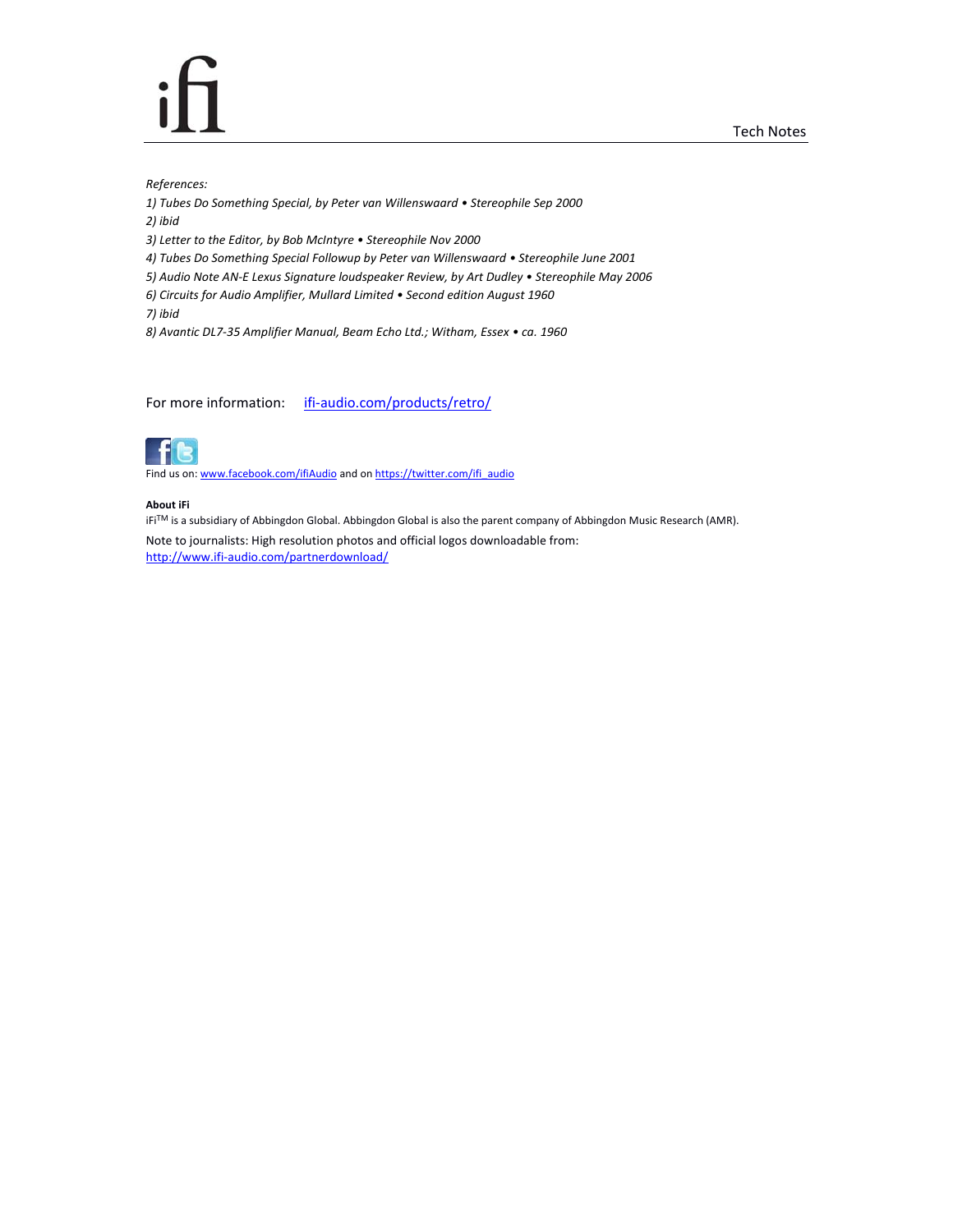*References:*

*1) Tubes Do Something Special, by Peter van Willenswaard • Stereophile Sep 2000*

*2) ibid*

*3) Letter to the Editor, by Bob McIntyre • Stereophile Nov 2000*

*4) Tubes Do Something Special Followup by Peter van Willenswaard • Stereophile June 2001*

*5) Audio Note AN-E Lexus Signature loudspeaker Review, by Art Dudley • Stereophile May 2006*

*6) Circuits for Audio Amplifier, Mullard Limited • Second edition August 1960*

*7) ibid*

*8) Avantic DL7-35 Amplifier Manual, Beam Echo Ltd.; Witham, Essex • ca. 1960*

For more information: [ifi-audio.com/products/retro/](ifi-audio.com/products/retro/)

Find us on: [www.facebook.com/ifiAudio](www.facebook.com/ifiAudio) and on [https://twitter.com/ifi_audio](https://twitter.com/ifi_audio)

**About iFi**

iFi™ is a subsidiary of Abbingdon Global. Abbingdon Global is also the parent company of Abbingdon Music Research (AMR).

Note to journalists: High resolution photos and official logos downloadable from:
[http://www.ifi-audio.com/partnerdownload/](http://www.ifi-audio.com/partnerdownload/)